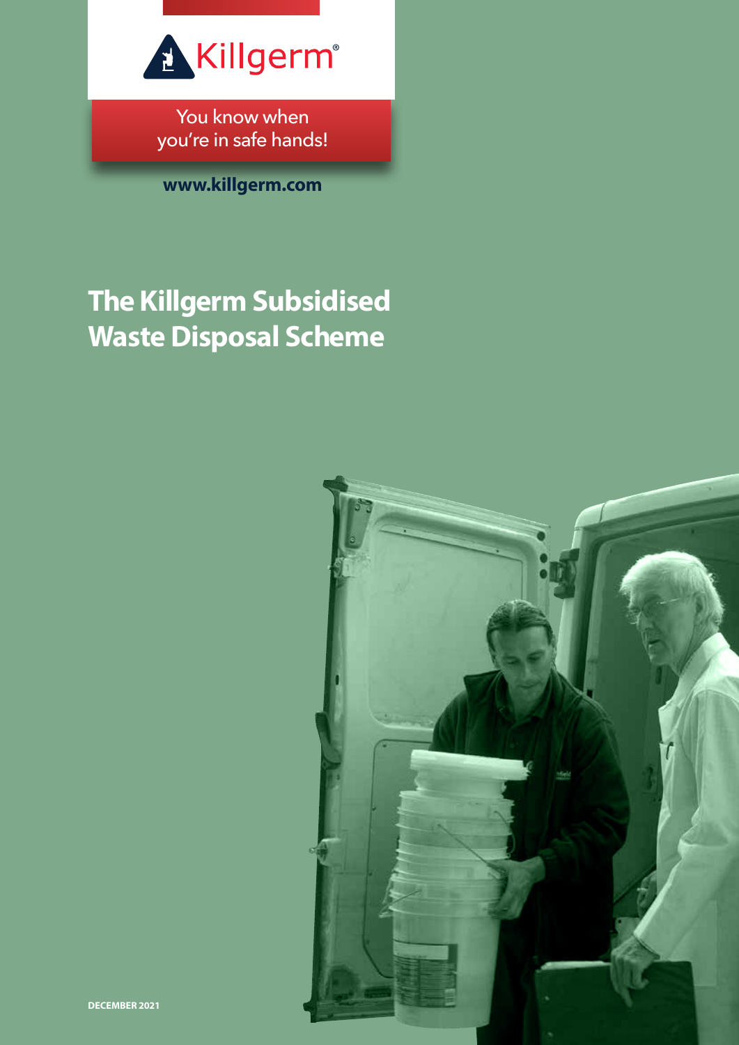Killgerm®

You know when you're in safe hands!

**www.killgerm.com**

# The Killgerm Subsidised Waste Disposal Scheme

**DECEMBER 2021**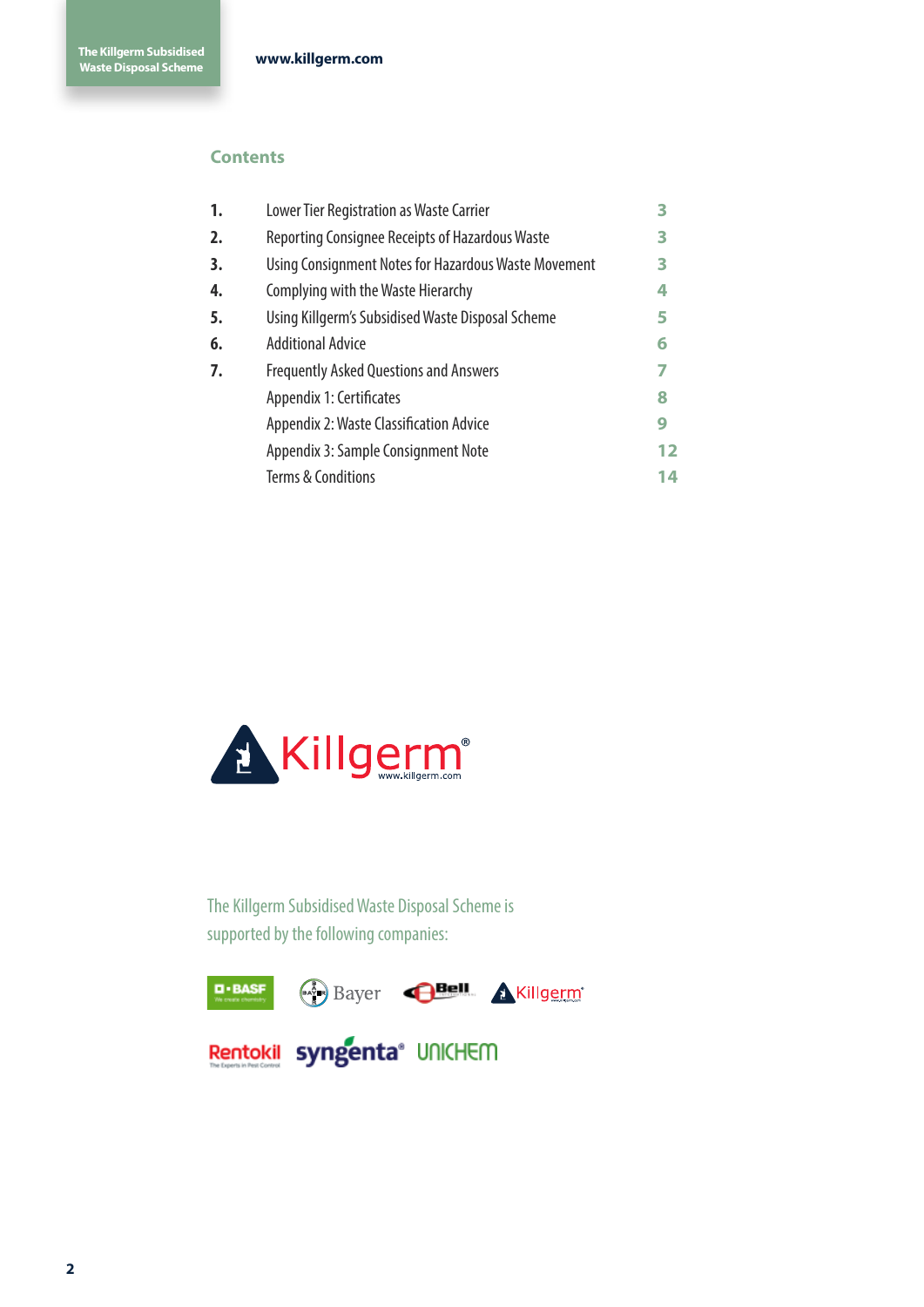## Contents

| | | |
|---|---|---|
| **1.** | Lower Tier Registration as Waste Carrier | **3** |
| **2.** | Reporting Consignee Receipts of Hazardous Waste | **3** |
| **3.** | Using Consignment Notes for Hazardous Waste Movement | **3** |
| **4.** | Complying with the Waste Hierarchy | **4** |
| **5.** | Using Killgerm's Subsidised Waste Disposal Scheme | **5** |
| **6.** | Additional Advice | **6** |
| **7.** | Frequently Asked Questions and Answers | **7** |
| | Appendix 1: Certificates | **8** |
| | Appendix 2: Waste Classification Advice | **9** |
| | Appendix 3: Sample Consignment Note | **12** |
| | Terms & Conditions | **14** |

Killgerm® www.killgerm.com

The Killgerm Subsidised Waste Disposal Scheme is supported by the following companies:

BASF, Bayer, Bell, Killgerm, Rentokil, syngenta, UNICHEM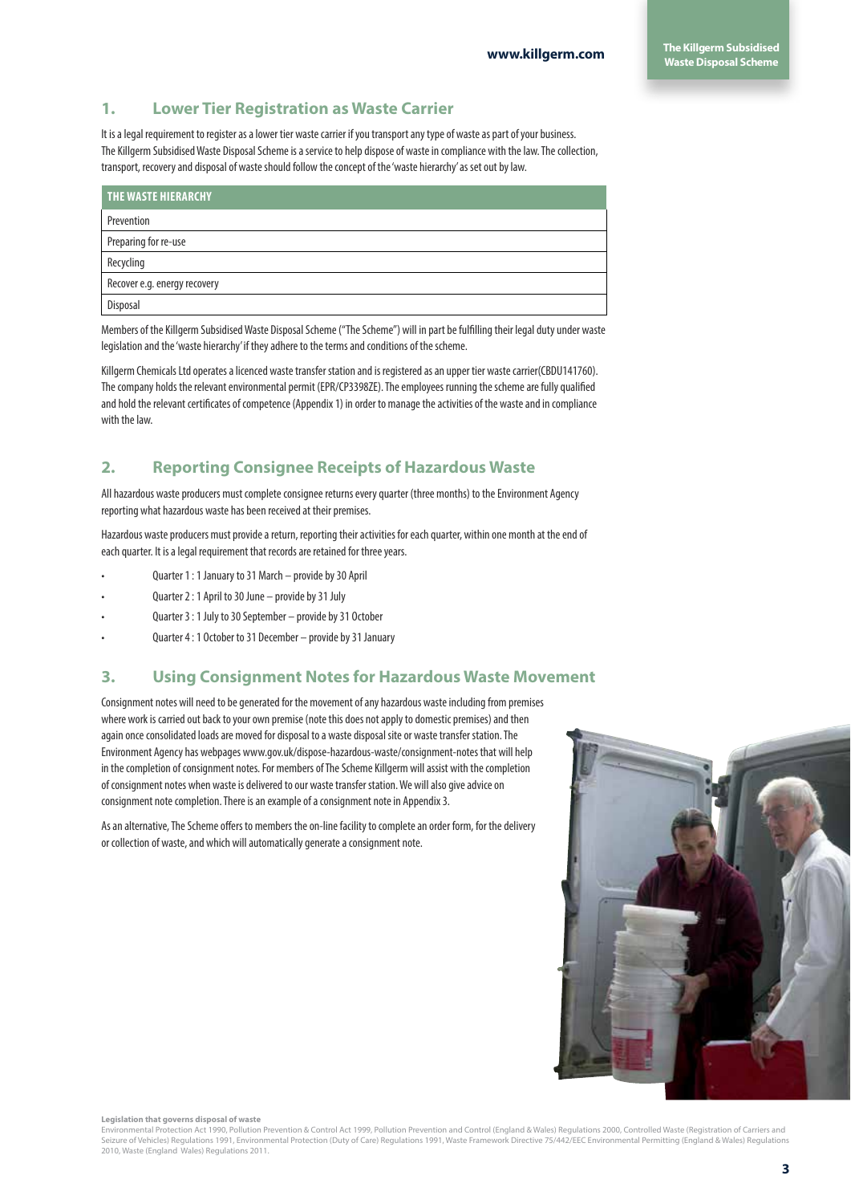## 1. Lower Tier Registration as Waste Carrier

It is a legal requirement to register as a lower tier waste carrier if you transport any type of waste as part of your business. The Killgerm Subsidised Waste Disposal Scheme is a service to help dispose of waste in compliance with the law. The collection, transport, recovery and disposal of waste should follow the concept of the 'waste hierarchy' as set out by law.

| THE WASTE HIERARCHY |
| --- |
| Prevention |
| Preparing for re-use |
| Recycling |
| Recover e.g. energy recovery |
| Disposal |

Members of the Killgerm Subsidised Waste Disposal Scheme ("The Scheme") will in part be fulfilling their legal duty under waste legislation and the 'waste hierarchy' if they adhere to the terms and conditions of the scheme.

Killgerm Chemicals Ltd operates a licenced waste transfer station and is registered as an upper tier waste carrier(CBDU141760). The company holds the relevant environmental permit (EPR/CP3398ZE). The employees running the scheme are fully qualified and hold the relevant certificates of competence (Appendix 1) in order to manage the activities of the waste and in compliance with the law.

## 2. Reporting Consignee Receipts of Hazardous Waste

All hazardous waste producers must complete consignee returns every quarter (three months) to the Environment Agency reporting what hazardous waste has been received at their premises.

Hazardous waste producers must provide a return, reporting their activities for each quarter, within one month at the end of each quarter. It is a legal requirement that records are retained for three years.

- Quarter 1 : 1 January to 31 March – provide by 30 April
- Quarter 2 : 1 April to 30 June – provide by 31 July
- Quarter 3 : 1 July to 30 September – provide by 31 October
- Quarter 4 : 1 October to 31 December – provide by 31 January

## 3. Using Consignment Notes for Hazardous Waste Movement

Consignment notes will need to be generated for the movement of any hazardous waste including from premises where work is carried out back to your own premise (note this does not apply to domestic premises) and then again once consolidated loads are moved for disposal to a waste disposal site or waste transfer station. The Environment Agency has webpages www.gov.uk/dispose-hazardous-waste/consignment-notes that will help in the completion of consignment notes. For members of The Scheme Killgerm will assist with the completion of consignment notes when waste is delivered to our waste transfer station. We will also give advice on consignment note completion. There is an example of a consignment note in Appendix 3.

As an alternative, The Scheme offers to members the on-line facility to complete an order form, for the delivery or collection of waste, and which will automatically generate a consignment note.

**Legislation that governs disposal of waste**
Environmental Protection Act 1990, Pollution Prevention & Control Act 1999, Pollution Prevention and Control (England & Wales) Regulations 2000, Controlled Waste (Registration of Carriers and Seizure of Vehicles) Regulations 1991, Environmental Protection (Duty of Care) Regulations 1991, Waste Framework Directive 75/442/EEC Environmental Permitting (England & Wales) Regulations 2010, Waste (England Wales) Regulations 2011.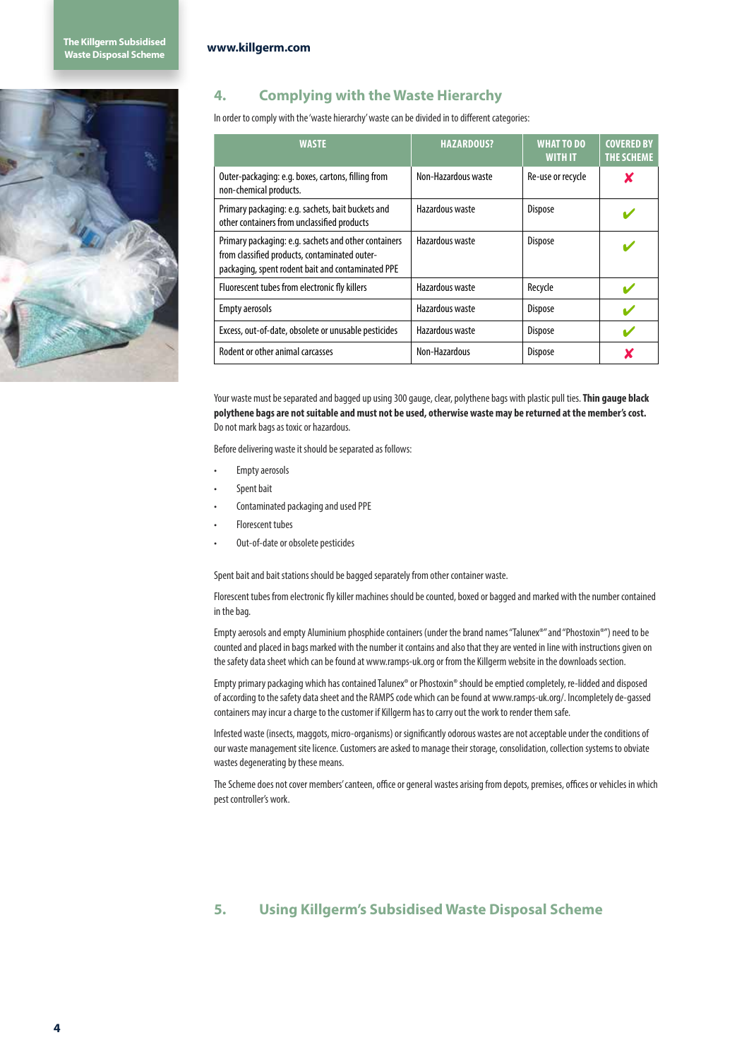## 4. Complying with the Waste Hierarchy

In order to comply with the 'waste hierarchy' waste can be divided in to different categories:

| WASTE | HAZARDOUS? | WHAT TO DO WITH IT | COVERED BY THE SCHEME |
|---|---|---|---|
| Outer-packaging: e.g. boxes, cartons, filling from non-chemical products. | Non-Hazardous waste | Re-use or recycle | ✘ |
| Primary packaging: e.g. sachets, bait buckets and other containers from unclassified products | Hazardous waste | Dispose | ✔ |
| Primary packaging: e.g. sachets and other containers from classified products, contaminated outer-packaging, spent rodent bait and contaminated PPE | Hazardous waste | Dispose | ✔ |
| Fluorescent tubes from electronic fly killers | Hazardous waste | Recycle | ✔ |
| Empty aerosols | Hazardous waste | Dispose | ✔ |
| Excess, out-of-date, obsolete or unusable pesticides | Hazardous waste | Dispose | ✔ |
| Rodent or other animal carcasses | Non-Hazardous | Dispose | ✘ |

Your waste must be separated and bagged up using 300 gauge, clear, polythene bags with plastic pull ties. **Thin gauge black polythene bags are not suitable and must not be used, otherwise waste may be returned at the member's cost.** Do not mark bags as toxic or hazardous.

Before delivering waste it should be separated as follows:

- Empty aerosols
- Spent bait
- Contaminated packaging and used PPE
- Florescent tubes
- Out-of-date or obsolete pesticides

Spent bait and bait stations should be bagged separately from other container waste.

Florescent tubes from electronic fly killer machines should be counted, boxed or bagged and marked with the number contained in the bag.

Empty aerosols and empty Aluminium phosphide containers (under the brand names "Talunex®" and "Phostoxin®") need to be counted and placed in bags marked with the number it contains and also that they are vented in line with instructions given on the safety data sheet which can be found at www.ramps-uk.org or from the Killgerm website in the downloads section.

Empty primary packaging which has contained Talunex® or Phostoxin® should be emptied completely, re-lidded and disposed of according to the safety data sheet and the RAMPS code which can be found at www.ramps-uk.org/. Incompletely de-gassed containers may incur a charge to the customer if Killgerm has to carry out the work to render them safe.

Infested waste (insects, maggots, micro-organisms) or significantly odorous wastes are not acceptable under the conditions of our waste management site licence. Customers are asked to manage their storage, consolidation, collection systems to obviate wastes degenerating by these means.

The Scheme does not cover members' canteen, office or general wastes arising from depots, premises, offices or vehicles in which pest controller's work.

## 5. Using Killgerm's Subsidised Waste Disposal Scheme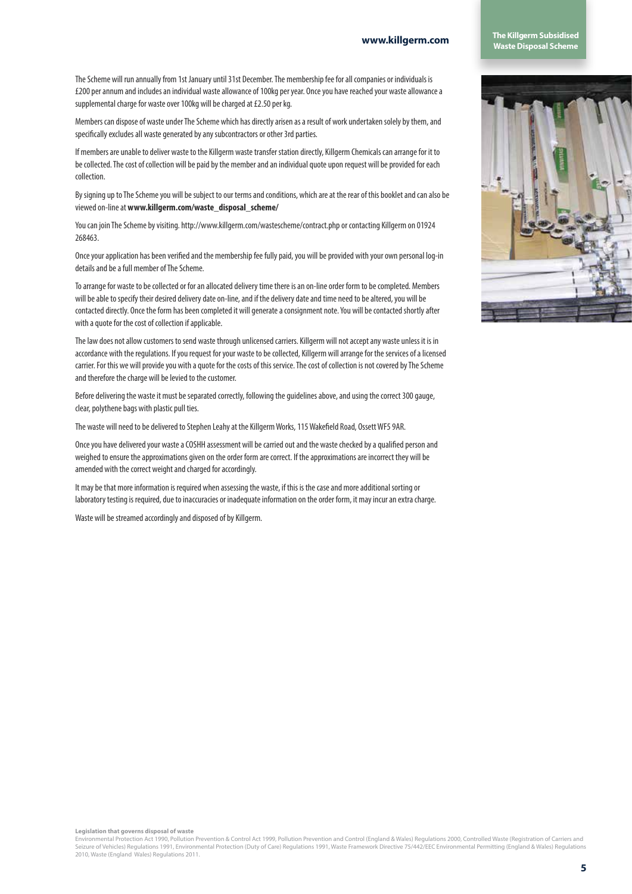The Scheme will run annually from 1st January until 31st December. The membership fee for all companies or individuals is £200 per annum and includes an individual waste allowance of 100kg per year. Once you have reached your waste allowance a supplemental charge for waste over 100kg will be charged at £2.50 per kg.

Members can dispose of waste under The Scheme which has directly arisen as a result of work undertaken solely by them, and specifically excludes all waste generated by any subcontractors or other 3rd parties.

If members are unable to deliver waste to the Killgerm waste transfer station directly, Killgerm Chemicals can arrange for it to be collected. The cost of collection will be paid by the member and an individual quote upon request will be provided for each collection.

By signing up to The Scheme you will be subject to our terms and conditions, which are at the rear of this booklet and can also be viewed on-line at **www.killgerm.com/waste_disposal_scheme/**

You can join The Scheme by visiting. http://www.killgerm.com/wastescheme/contract.php or contacting Killgerm on 01924 268463.

Once your application has been verified and the membership fee fully paid, you will be provided with your own personal log-in details and be a full member of The Scheme.

To arrange for waste to be collected or for an allocated delivery time there is an on-line order form to be completed. Members will be able to specify their desired delivery date on-line, and if the delivery date and time need to be altered, you will be contacted directly. Once the form has been completed it will generate a consignment note. You will be contacted shortly after with a quote for the cost of collection if applicable.

The law does not allow customers to send waste through unlicensed carriers. Killgerm will not accept any waste unless it is in accordance with the regulations. If you request for your waste to be collected, Killgerm will arrange for the services of a licensed carrier. For this we will provide you with a quote for the costs of this service. The cost of collection is not covered by The Scheme and therefore the charge will be levied to the customer.

Before delivering the waste it must be separated correctly, following the guidelines above, and using the correct 300 gauge, clear, polythene bags with plastic pull ties.

The waste will need to be delivered to Stephen Leahy at the Killgerm Works, 115 Wakefield Road, Ossett WF5 9AR.

Once you have delivered your waste a COSHH assessment will be carried out and the waste checked by a qualified person and weighed to ensure the approximations given on the order form are correct. If the approximations are incorrect they will be amended with the correct weight and charged for accordingly.

It may be that more information is required when assessing the waste, if this is the case and more additional sorting or laboratory testing is required, due to inaccuracies or inadequate information on the order form, it may incur an extra charge.

Waste will be streamed accordingly and disposed of by Killgerm.

**Legislation that governs disposal of waste**
Environmental Protection Act 1990, Pollution Prevention & Control Act 1999, Pollution Prevention and Control (England & Wales) Regulations 2000, Controlled Waste (Registration of Carriers and Seizure of Vehicles) Regulations 1991, Environmental Protection (Duty of Care) Regulations 1991, Waste Framework Directive 75/442/EEC Environmental Permitting (England & Wales) Regulations 2010, Waste (England Wales) Regulations 2011.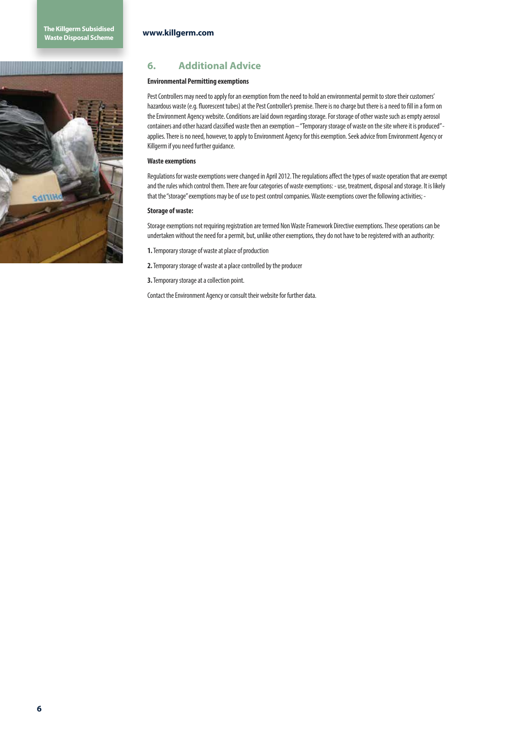## 6. Additional Advice

**Environmental Permitting exemptions**

Pest Controllers may need to apply for an exemption from the need to hold an environmental permit to store their customers' hazardous waste (e.g. fluorescent tubes) at the Pest Controller's premise. There is no charge but there is a need to fill in a form on the Environment Agency website. Conditions are laid down regarding storage. For storage of other waste such as empty aerosol containers and other hazard classified waste then an exemption – "Temporary storage of waste on the site where it is produced" - applies. There is no need, however, to apply to Environment Agency for this exemption. Seek advice from Environment Agency or Killgerm if you need further guidance.

**Waste exemptions**

Regulations for waste exemptions were changed in April 2012. The regulations affect the types of waste operation that are exempt and the rules which control them. There are four categories of waste exemptions: - use, treatment, disposal and storage. It is likely that the "storage" exemptions may be of use to pest control companies. Waste exemptions cover the following activities; -

**Storage of waste:**

Storage exemptions not requiring registration are termed Non Waste Framework Directive exemptions. These operations can be undertaken without the need for a permit, but, unlike other exemptions, they do not have to be registered with an authority:

**1.** Temporary storage of waste at place of production

**2.** Temporary storage of waste at a place controlled by the producer

**3.** Temporary storage at a collection point.

Contact the Environment Agency or consult their website for further data.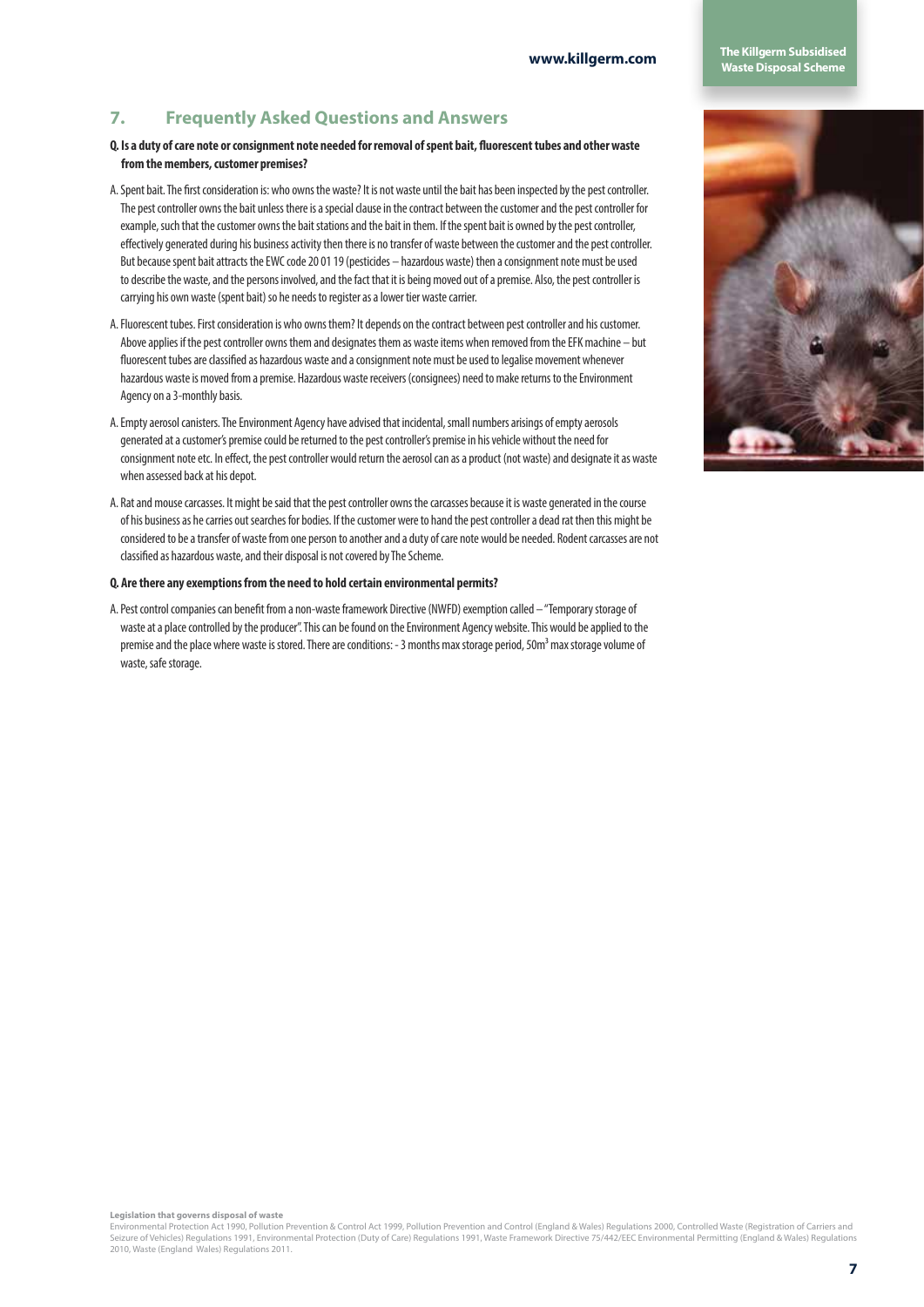## 7. Frequently Asked Questions and Answers

**Q. Is a duty of care note or consignment note needed for removal of spent bait, fluorescent tubes and other waste from the members, customer premises?**

A. Spent bait. The first consideration is: who owns the waste? It is not waste until the bait has been inspected by the pest controller. The pest controller owns the bait unless there is a special clause in the contract between the customer and the pest controller for example, such that the customer owns the bait stations and the bait in them. If the spent bait is owned by the pest controller, effectively generated during his business activity then there is no transfer of waste between the customer and the pest controller. But because spent bait attracts the EWC code 20 01 19 (pesticides – hazardous waste) then a consignment note must be used to describe the waste, and the persons involved, and the fact that it is being moved out of a premise. Also, the pest controller is carrying his own waste (spent bait) so he needs to register as a lower tier waste carrier.

A. Fluorescent tubes. First consideration is who owns them? It depends on the contract between pest controller and his customer. Above applies if the pest controller owns them and designates them as waste items when removed from the EFK machine – but fluorescent tubes are classified as hazardous waste and a consignment note must be used to legalise movement whenever hazardous waste is moved from a premise. Hazardous waste receivers (consignees) need to make returns to the Environment Agency on a 3-monthly basis.

A. Empty aerosol canisters. The Environment Agency have advised that incidental, small numbers arisings of empty aerosols generated at a customer's premise could be returned to the pest controller's premise in his vehicle without the need for consignment note etc. In effect, the pest controller would return the aerosol can as a product (not waste) and designate it as waste when assessed back at his depot.

A. Rat and mouse carcasses. It might be said that the pest controller owns the carcasses because it is waste generated in the course of his business as he carries out searches for bodies. If the customer were to hand the pest controller a dead rat then this might be considered to be a transfer of waste from one person to another and a duty of care note would be needed. Rodent carcasses are not classified as hazardous waste, and their disposal is not covered by The Scheme.

**Q. Are there any exemptions from the need to hold certain environmental permits?**

A. Pest control companies can benefit from a non-waste framework Directive (NWFD) exemption called – "Temporary storage of waste at a place controlled by the producer". This can be found on the Environment Agency website. This would be applied to the premise and the place where waste is stored. There are conditions: - 3 months max storage period, 50m$^3$ max storage volume of waste, safe storage.

**Legislation that governs disposal of waste**
Environmental Protection Act 1990, Pollution Prevention & Control Act 1999, Pollution Prevention and Control (England & Wales) Regulations 2000, Controlled Waste (Registration of Carriers and Seizure of Vehicles) Regulations 1991, Environmental Protection (Duty of Care) Regulations 1991, Waste Framework Directive 75/442/EEC Environmental Permitting (England & Wales) Regulations 2010, Waste (England Wales) Regulations 2011.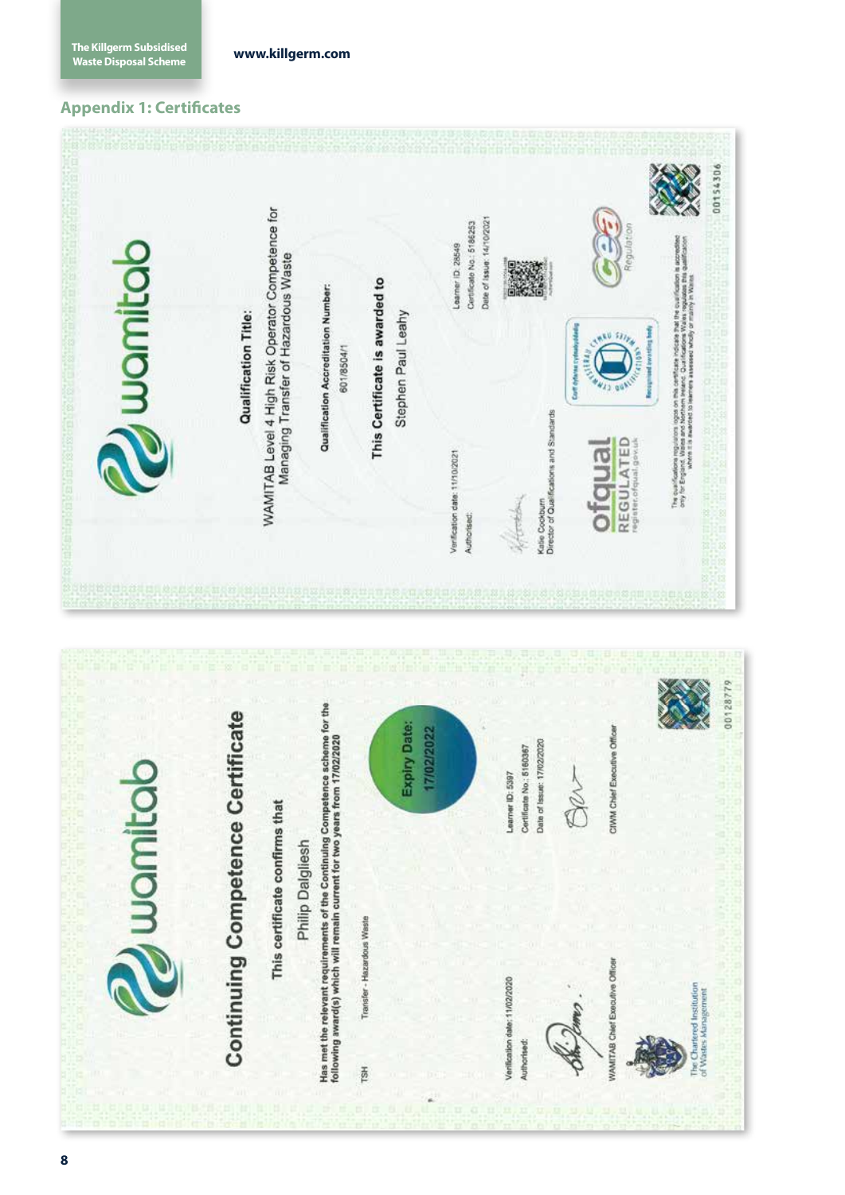## Appendix 1: Certificates

wamitab

**Qualification Title:**

WAMITAB Level 4 High Risk Operator Competence for Managing Transfer of Hazardous Waste

**Qualification Accreditation Number:**

601/8504/1

**This Certificate is awarded to**

Stephen Paul Leahy

Verification date: 11/10/2021
Authorised:

Katie Cockburn
Director of Qualifications and Standards

Learner ID: 28549
Certificate No.: 5186253
Date of Issue: 14/10/2021

ofqual REGULATED
register.ofqual.gov.uk

Corff dyfarnu cydnabyddedig
Recognised awarding body

CCEA Regulation

The qualifications regulators logos on this certificate indicate that the qualification is accredited only for England, Wales and Northern Ireland. Qualifications Wales regulates this qualification where it is awarded to learners assessed wholly or mainly in Wales.

00154306

---

wamitab

# Continuing Competence Certificate

This certificate confirms that

Philip Dalgliesh

**Has met the relevant requirements of the Continuing Competence scheme for the following award(s) which will remain current for two years from 17/02/2020**

TSH    Transfer - Hazardous Waste

**Expiry Date: 17/02/2022**

Verification date: 11/02/2020
Authorised:

WAMITAB Chief Executive Officer

Learner ID: 5397
Certificate No.: 5160367
Date of Issue: 17/02/2020

CIWM Chief Executive Officer

The Chartered Institution of Wastes Management

00128779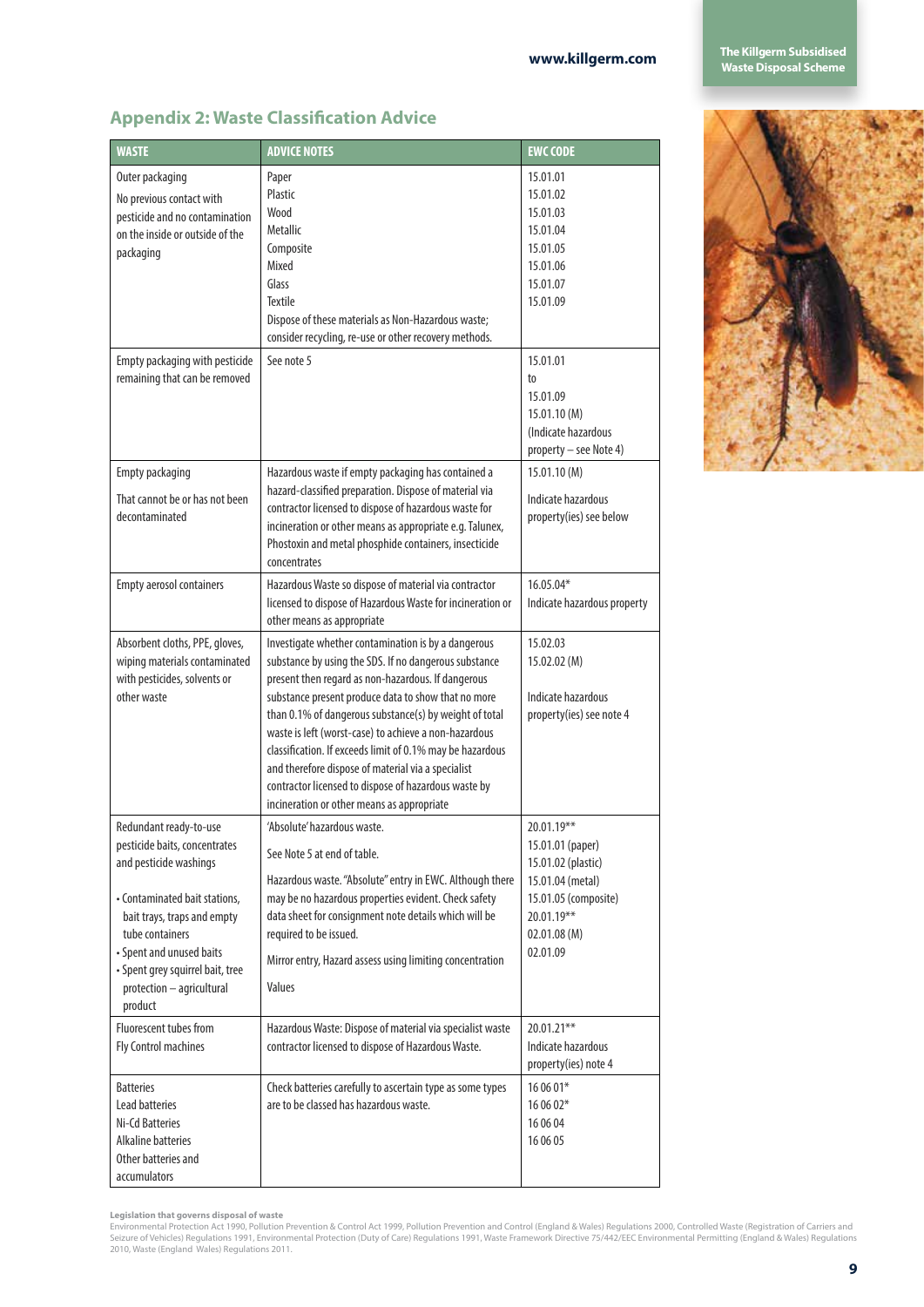## Appendix 2: Waste Classification Advice

| WASTE | ADVICE NOTES | EWC CODE |
|---|---|---|
| Outer packaging<br>No previous contact with pesticide and no contamination on the inside or outside of the packaging | Paper<br>Plastic<br>Wood<br>Metallic<br>Composite<br>Mixed<br>Glass<br>Textile<br>Dispose of these materials as Non-Hazardous waste; consider recycling, re-use or other recovery methods. | 15.01.01<br>15.01.02<br>15.01.03<br>15.01.04<br>15.01.05<br>15.01.06<br>15.01.07<br>15.01.09 |
| Empty packaging with pesticide remaining that can be removed | See note 5 | 15.01.01<br>to<br>15.01.09<br>15.01.10 (M)<br>(Indicate hazardous property – see Note 4) |
| Empty packaging<br>That cannot be or has not been decontaminated | Hazardous waste if empty packaging has contained a hazard-classified preparation. Dispose of material via contractor licensed to dispose of hazardous waste for incineration or other means as appropriate e.g. Talunex, Phostoxin and metal phosphide containers, insecticide concentrates | 15.01.10 (M)<br>Indicate hazardous property(ies) see below |
| Empty aerosol containers | Hazardous Waste so dispose of material via contractor licensed to dispose of Hazardous Waste for incineration or other means as appropriate | 16.05.04*<br>Indicate hazardous property |
| Absorbent cloths, PPE, gloves, wiping materials contaminated with pesticides, solvents or other waste | Investigate whether contamination is by a dangerous substance by using the SDS. If no dangerous substance present then regard as non-hazardous. If dangerous substance present produce data to show that no more than 0.1% of dangerous substance(s) by weight of total waste is left (worst-case) to achieve a non-hazardous classification. If exceeds limit of 0.1% may be hazardous and therefore dispose of material via a specialist contractor licensed to dispose of hazardous waste by incineration or other means as appropriate | 15.02.03<br>15.02.02 (M)<br>Indicate hazardous property(ies) see note 4 |
| Redundant ready-to-use pesticide baits, concentrates and pesticide washings<br>• Contaminated bait stations, bait trays, traps and empty tube containers<br>• Spent and unused baits<br>• Spent grey squirrel bait, tree protection – agricultural product | 'Absolute' hazardous waste.<br>See Note 5 at end of table.<br>Hazardous waste. "Absolute" entry in EWC. Although there may be no hazardous properties evident. Check safety data sheet for consignment note details which will be required to be issued.<br>Mirror entry, Hazard assess using limiting concentration<br>Values | 20.01.19**<br>15.01.01 (paper)<br>15.01.02 (plastic)<br>15.01.04 (metal)<br>15.01.05 (composite)<br>20.01.19**<br>02.01.08 (M)<br>02.01.09 |
| Fluorescent tubes from Fly Control machines | Hazardous Waste: Dispose of material via specialist waste contractor licensed to dispose of Hazardous Waste. | 20.01.21**<br>Indicate hazardous property(ies) note 4 |
| Batteries<br>Lead batteries<br>Ni-Cd Batteries<br>Alkaline batteries<br>Other batteries and accumulators | Check batteries carefully to ascertain type as some types are to be classed has hazardous waste. | 16 06 01*<br>16 06 02*<br>16 06 04<br>16 06 05 |

**Legislation that governs disposal of waste**
Environmental Protection Act 1990, Pollution Prevention & Control Act 1999, Pollution Prevention and Control (England & Wales) Regulations 2000, Controlled Waste (Registration of Carriers and Seizure of Vehicles) Regulations 1991, Environmental Protection (Duty of Care) Regulations 1991, Waste Framework Directive 75/442/EEC Environmental Permitting (England & Wales) Regulations 2010, Waste (England Wales) Regulations 2011.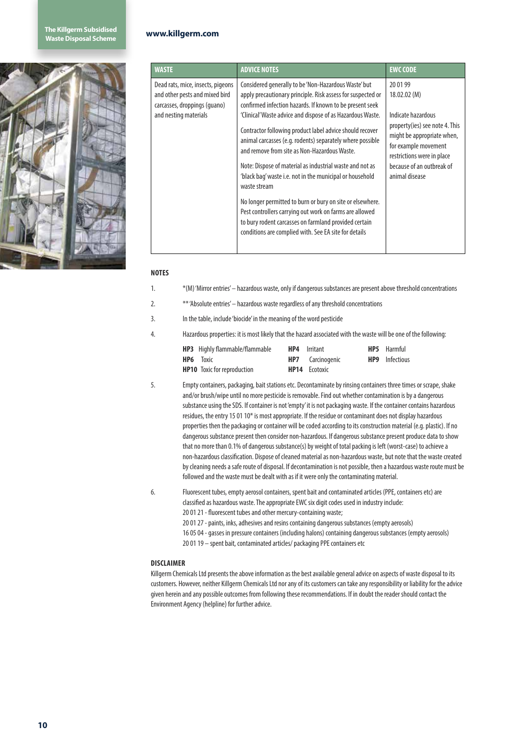| WASTE | ADVICE NOTES | EWC CODE |
|---|---|---|
| Dead rats, mice, insects, pigeons and other pests and mixed bird carcasses, droppings (guano) and nesting materials | Considered generally to be 'Non-Hazardous Waste' but apply precautionary principle. Risk assess for suspected or confirmed infection hazards. If known to be present seek 'Clinical' Waste advice and dispose of as Hazardous Waste.<br><br>Contractor following product label advice should recover animal carcasses (e.g. rodents) separately where possible and remove from site as Non-Hazardous Waste.<br><br>Note: Dispose of material as industrial waste and not as 'black bag' waste i.e. not in the municipal or household waste stream<br><br>No longer permitted to burn or bury on site or elsewhere. Pest controllers carrying out work on farms are allowed to bury rodent carcasses on farmland provided certain conditions are complied with. See EA site for details | 20 01 99<br>18.02.02 (M)<br><br>Indicate hazardous property(ies) see note 4. This might be appropriate when, for example movement restrictions were in place because of an outbreak of animal disease |

**NOTES**

1. *(M) 'Mirror entries' – hazardous waste, only if dangerous substances are present above threshold concentrations
2. ** 'Absolute entries' – hazardous waste regardless of any threshold concentrations
3. In the table, include 'biocide' in the meaning of the word pesticide
4. Hazardous properties: it is most likely that the hazard associated with the waste will be one of the following:

   **HP3** Highly flammable/flammable  
   **HP4** Irritant  
   **HP5** Harmful  
   **HP6** Toxic  
   **HP7** Carcinogenic  
   **HP9** Infectious  
   **HP10** Toxic for reproduction  
   **HP14** Ecotoxic

5. Empty containers, packaging, bait stations etc. Decontaminate by rinsing containers three times or scrape, shake and/or brush/wipe until no more pesticide is removable. Find out whether contamination is by a dangerous substance using the SDS. If container is not 'empty' it is not packaging waste. If the container contains hazardous residues, the entry 15 01 10* is most appropriate. If the residue or contaminant does not display hazardous properties then the packaging or container will be coded according to its construction material (e.g. plastic). If no dangerous substance present then consider non-hazardous. If dangerous substance present produce data to show that no more than 0.1% of dangerous substance(s) by weight of total packing is left (worst-case) to achieve a non-hazardous classification. Dispose of cleaned material as non-hazardous waste, but note that the waste created by cleaning needs a safe route of disposal. If decontamination is not possible, then a hazardous waste route must be followed and the waste must be dealt with as if it were only the contaminating material.
6. Fluorescent tubes, empty aerosol containers, spent bait and contaminated articles (PPE, containers etc) are classified as hazardous waste. The appropriate EWC six digit codes used in industry include:  
   20 01 21 - fluorescent tubes and other mercury-containing waste;  
   20 01 27 - paints, inks, adhesives and resins containing dangerous substances (empty aerosols)  
   16 05 04 - gasses in pressure containers (including halons) containing dangerous substances (empty aerosols)  
   20 01 19 – spent bait, contaminated articles/ packaging PPE containers etc

**DISCLAIMER**

Killgerm Chemicals Ltd presents the above information as the best available general advice on aspects of waste disposal to its customers. However, neither Killgerm Chemicals Ltd nor any of its customers can take any responsibility or liability for the advice given herein and any possible outcomes from following these recommendations. If in doubt the reader should contact the Environment Agency (helpline) for further advice.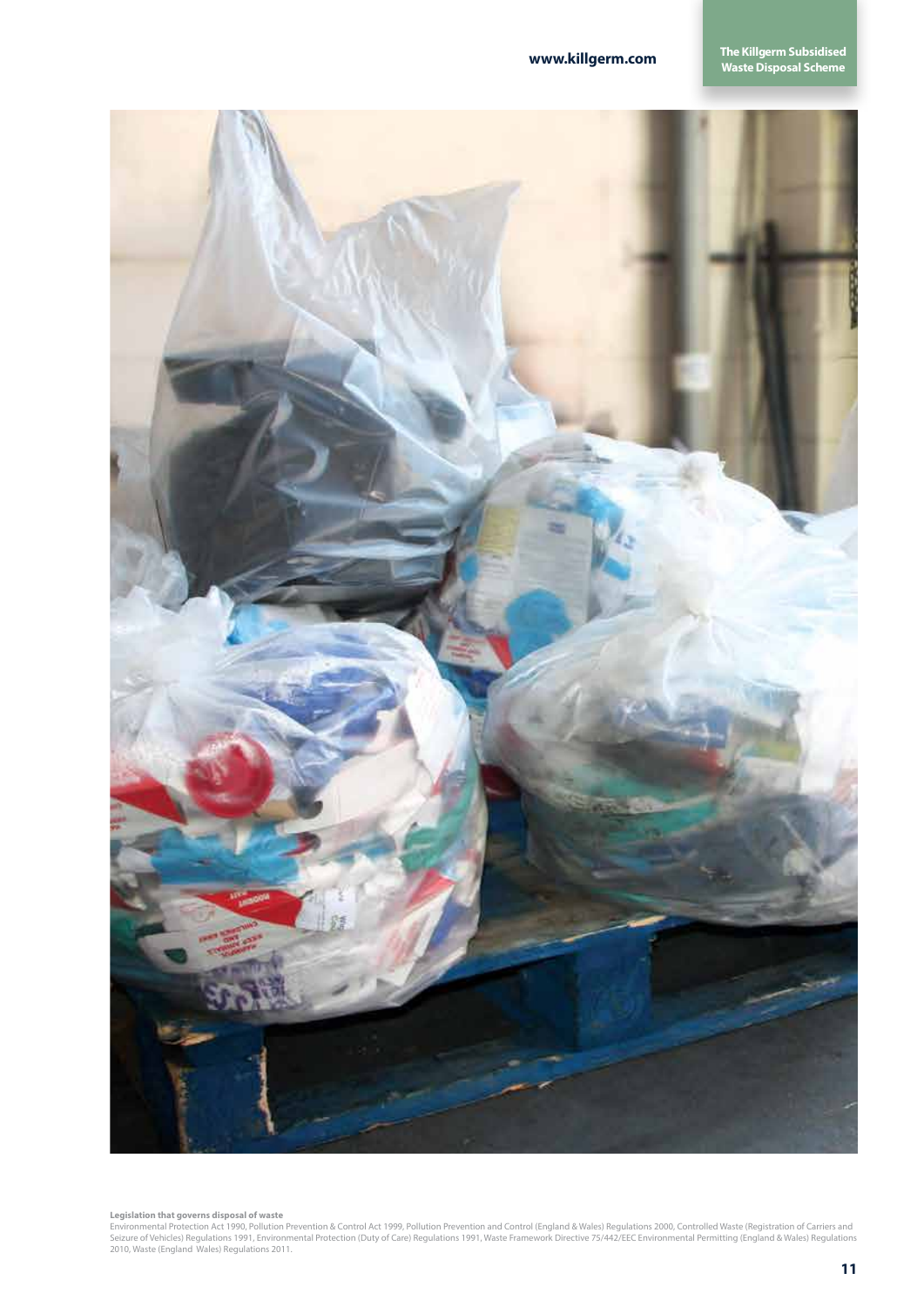**Legislation that governs disposal of waste**

Environmental Protection Act 1990, Pollution Prevention & Control Act 1999, Pollution Prevention and Control (England & Wales) Regulations 2000, Controlled Waste (Registration of Carriers and Seizure of Vehicles) Regulations 1991, Environmental Protection (Duty of Care) Regulations 1991, Waste Framework Directive 75/442/EEC Environmental Permitting (England & Wales) Regulations 2010, Waste (England Wales) Regulations 2011.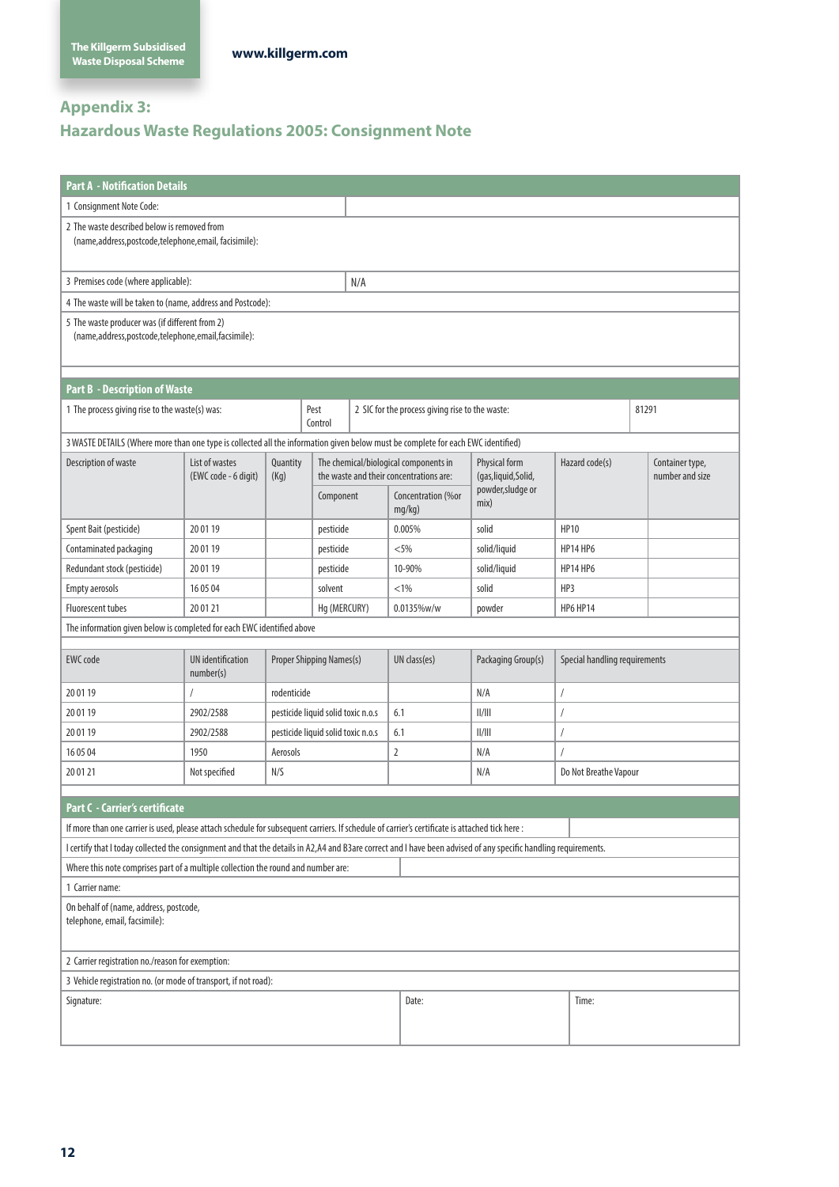## Appendix 3:
## Hazardous Waste Regulations 2005: Consignment Note

**Part A - Notification Details**

| | |
|---|---|
| 1 Consignment Note Code: | |
| 2 The waste described below is removed from (name,address,postcode,telephone,email, facisimile): | |
| 3 Premises code (where applicable): | N/A |
| 4 The waste will be taken to (name, address and Postcode): | |
| 5 The waste producer was (if different from 2) (name,address,postcode,telephone,email,facsimile): | |

**Part B - Description of Waste**

| | | | |
|---|---|---|---|
| 1 The process giving rise to the waste(s) was: | Pest Control | 2 SIC for the process giving rise to the waste: | 81291 |

3 WASTE DETAILS (Where more than one type is collected all the information given below must be complete for each EWC identified)

| Description of waste | List of wastes (EWC code - 6 digit) | Quantity (Kg) | The chemical/biological components in the waste and their concentrations are: | | Physical form (gas,liquid,Solid, powder,sludge or mix) | Hazard code(s) | Container type, number and size |
|---|---|---|---|---|---|---|---|
| | | | Component | Concentration (%or mg/kg) | | | |
| Spent Bait (pesticide) | 20 01 19 | | pesticide | 0.005% | solid | HP10 | |
| Contaminated packaging | 20 01 19 | | pesticide | <5% | solid/liquid | HP14 HP6 | |
| Redundant stock (pesticide) | 20 01 19 | | pesticide | 10-90% | solid/liquid | HP14 HP6 | |
| Empty aerosols | 16 05 04 | | solvent | <1% | solid | HP3 | |
| Fluorescent tubes | 20 01 21 | | Hg (MERCURY) | 0.0135%w/w | powder | HP6 HP14 | |

The information given below is completed for each EWC identified above

| EWC code | UN identification number(s) | Proper Shipping Names(s) | UN class(es) | Packaging Group(s) | Special handling requirements |
|---|---|---|---|---|---|
| 20 01 19 | / | rodenticide | | N/A | / |
| 20 01 19 | 2902/2588 | pesticide liquid solid toxic n.o.s | 6.1 | II/III | / |
| 20 01 19 | 2902/2588 | pesticide liquid solid toxic n.o.s | 6.1 | II/III | / |
| 16 05 04 | 1950 | Aerosols | 2 | N/A | / |
| 20 01 21 | Not specified | N/S | | N/A | Do Not Breathe Vapour |

**Part C - Carrier's certificate**

If more than one carrier is used, please attach schedule for subsequent carriers. If schedule of carrier's certificate is attached tick here :

I certify that I today collected the consignment and that the details in A2,A4 and B3are correct and I have been advised of any specific handling requirements.

| | | |
|---|---|---|
| Where this note comprises part of a multiple collection the round and number are: | | |
| 1 Carrier name: | | |
| On behalf of (name, address, postcode, telephone, email, facsimile): | | |
| 2 Carrier registration no./reason for exemption: | | |
| 3 Vehicle registration no. (or mode of transport, if not road): | | |
| Signature: | Date: | Time: |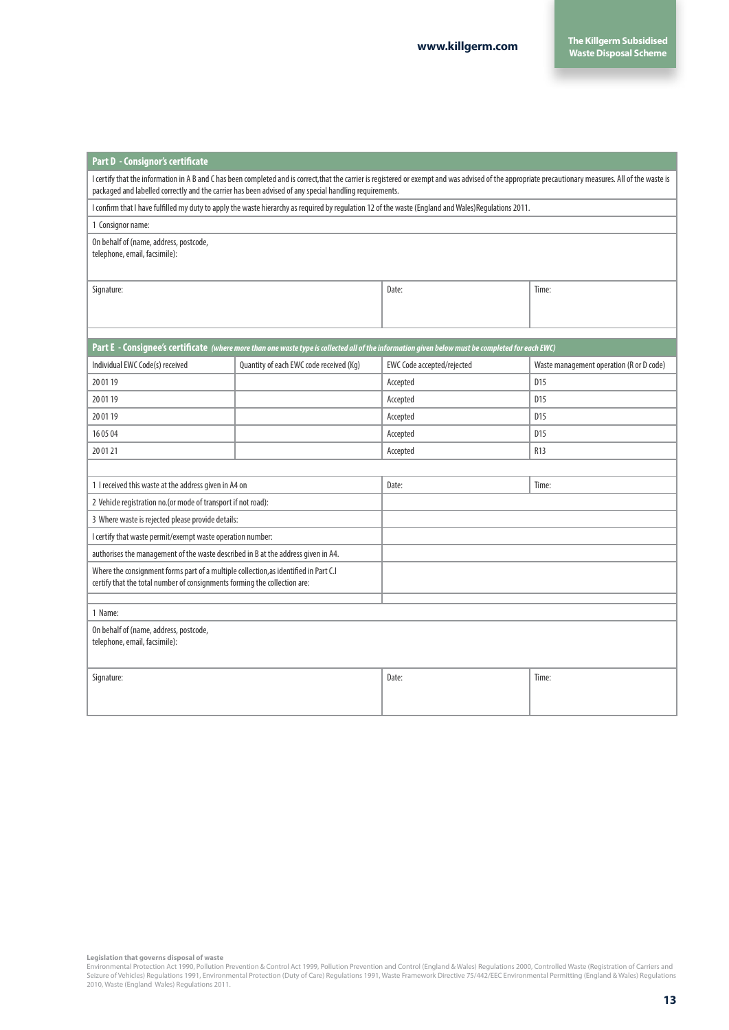## Part D - Consignor's certificate

I certify that the information in A B and C has been completed and is correct,that the carrier is registered or exempt and was advised of the appropriate precautionary measures. All of the waste is packaged and labelled correctly and the carrier has been advised of any special handling requirements.

I confirm that I have fulfilled my duty to apply the waste hierarchy as required by regulation 12 of the waste (England and Wales)Regulations 2011.

1 Consignor name:

On behalf of (name, address, postcode, telephone, email, facsimile):

| Signature: | Date: | Time: |
|---|---|---|

## Part E - Consignee's certificate *(where more than one waste type is collected all of the information given below must be completed for each EWC)*

| Individual EWC Code(s) received | Quantity of each EWC code received (Kg) | EWC Code accepted/rejected | Waste management operation (R or D code) |
|---|---|---|---|
| 20 01 19 | | Accepted | D15 |
| 20 01 19 | | Accepted | D15 |
| 20 01 19 | | Accepted | D15 |
| 16 05 04 | | Accepted | D15 |
| 20 01 21 | | Accepted | R13 |

| 1 I received this waste at the address given in A4 on | Date: | Time: |
|---|---|---|
| 2 Vehicle registration no.(or mode of transport if not road): | | |
| 3 Where waste is rejected please provide details: | | |
| I certify that waste permit/exempt waste operation number: | | |
| authorises the management of the waste described in B at the address given in A4. | | |
| Where the consignment forms part of a multiple collection,as identified in Part C.I certify that the total number of consignments forming the collection are: | | |

1 Name:

On behalf of (name, address, postcode, telephone, email, facsimile):

| Signature: | Date: | Time: |
|---|---|---|

**Legislation that governs disposal of waste**

Environmental Protection Act 1990, Pollution Prevention & Control Act 1999, Pollution Prevention and Control (England & Wales) Regulations 2000, Controlled Waste (Registration of Carriers and Seizure of Vehicles) Regulations 1991, Environmental Protection (Duty of Care) Regulations 1991, Waste Framework Directive 75/442/EEC Environmental Permitting (England & Wales) Regulations 2010, Waste (England Wales) Regulations 2011.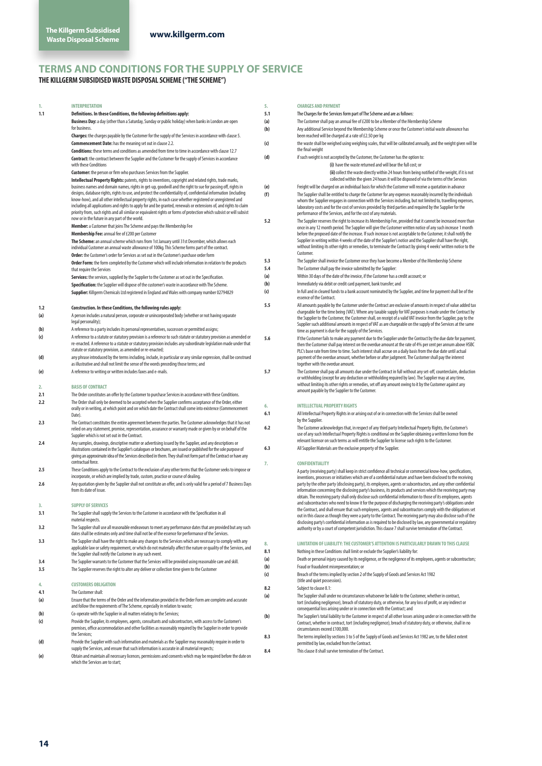# TERMS AND CONDITIONS FOR THE SUPPLY OF SERVICE

## THE KILLGERM SUBSIDISED WASTE DISPOSAL SCHEME ("THE SCHEME")

### 1. INTERPRETATION

**1.1 Definitions. In these Conditions, the following definitions apply:**

**Business Day:** a day (other than a Saturday, Sunday or public holiday) when banks in London are open for business.

**Charges:** the charges payable by the Customer for the supply of the Services in accordance with clause 5.

**Commencement Date:** has the meaning set out in clause 2.2.

**Conditions:** these terms and conditions as amended from time to time in accordance with clause 12.7

**Contract:** the contract between the Supplier and the Customer for the supply of Services in accordance with these Conditions

**Customer:** the person or firm who purchases Services from the Supplier.

**Intellectual Property Rights:** patents, rights to inventions, copyright and related rights, trade marks, business names and domain names, rights in get-up, goodwill and the right to sue for passing off, rights in designs, database rights, rights to use, and protect the confidentiality of, confidential information (including know-how), and all other intellectual property rights, in each case whether registered or unregistered and including all applications and rights to apply for and be granted, renewals or extensions of, and rights to claim priority from, such rights and all similar or equivalent rights or forms of protection which subsist or will subsist now or in the future in any part of the world.

**Member:** a Customer that joins The Scheme and pays the Membership Fee

**Membership Fee:** annual fee of £200 per Customer

**The Scheme:** an annual scheme which runs from 1st January until 31st December, which allows each individual Customer an annual waste allowance of 100kg. This Scheme forms part of the contract.

**Order:** the Customer's order for Services as set out in the Customer's purchase order form

**Order Form:** the form completed by the Customer which will include information in relation to the products that require the Services

**Services:** the services, supplied by the Supplier to the Customer as set out in the Specification.

**Specification:** the Supplier will dispose of the customer's waste in accordance with The Scheme.

**Supplier:** Killgerm Chemicals Ltd registered in England and Wales with company number 02794829

**1.2 Construction. In these Conditions, the following rules apply:**

(a) A person includes a natural person, corporate or unincorporated body (whether or not having separate legal personality);

(b) A reference to a party includes its personal representatives, successors or permitted assigns;

(c) A reference to a statute or statutory provision is a reference to such statute or statutory provision as amended or re-enacted. A reference to a statute or statutory provision includes any subordinate legislation made under that statute or statutory provision, as amended or re-enacted;

(d) any phrase introduced by the terms including, include, in particular or any similar expression, shall be construed as illustrative and shall not limit the sense of the words preceding those terms; and

(e) A reference to writing or written includes faxes and e-mails.

### 2. BASIS OF CONTRACT

2.1 The Order constitutes an offer by the Customer to purchase Services in accordance with these Conditions.

2.2 The Order shall only be deemed to be accepted when the Supplier confirms acceptance of the Order, either orally or in writing, at which point and on which date the Contract shall come into existence (Commencement Date).

2.3 The Contract constitutes the entire agreement between the parties. The Customer acknowledges that it has not relied on any statement, promise, representation, assurance or warranty made or given by or on behalf of the Supplier which is not set out in the Contract.

2.4 Any samples, drawings, descriptive matter or advertising issued by the Supplier, and any descriptions or illustrations contained in the Supplier's catalogues or brochures, are issued or published for the sole purpose of giving an approximate idea of the Services described in them. They shall not form part of the Contract or have any contractual force.

2.5 These Conditions apply to the Contract to the exclusion of any other terms that the Customer seeks to impose or incorporate, or which are implied by trade, custom, practice or course of dealing.

2.6 Any quotation given by the Supplier shall not constitute an offer, and is only valid for a period of 7 Business Days from its date of issue.

### 3. SUPPLY OF SERVICES

3.1 The Supplier shall supply the Services to the Customer in accordance with the Specification in all material respects.

3.2 The Supplier shall use all reasonable endeavours to meet any performance dates that are provided but any such dates shall be estimates only and time shall not be of the essence for performance of the Services.

3.3 The Supplier shall have the right to make any changes to the Services which are necessary to comply with any applicable law or safety requirement, or which do not materially affect the nature or quality of the Services, and the Supplier shall notify the Customer in any such event.

3.4 The Supplier warrants to the Customer that the Services will be provided using reasonable care and skill.

3.5 The Supplier reserves the right to alter any deliver or collection time given to the Customer

### 4. CUSTOMERS OBLIGATION

4.1 The Customer shall:

(a) Ensure that the terms of the Order and the information provided in the Order Form are complete and accurate and follow the requirements of The Scheme, especially in relation to waste;

(b) Co-operate with the Supplier in all matters relating to the Services;

(c) Provide the Supplier, its employees, agents, consultants and subcontractors, with access to the Customer's premises, office accommodation and other facilities as reasonably required by the Supplier in order to provide the Services;

(d) Provide the Supplier with such information and materials as the Supplier may reasonably require in order to supply the Services, and ensure that such information is accurate in all material respects;

(e) Obtain and maintain all necessary licences, permissions and consents which may be required before the date on which the Services are to start;

### 5. CHARGES AND PAYMENT

5.1 The Charges for the Services form part of The Scheme and are as follows:

(a) The Customer shall pay an annual fee of £200 to be a Member of the Membership Scheme

(b) Any additional Service beyond the Membership Scheme or once the Customer's initial waste allowance has been reached will be charged at a rate of £2.50 per kg

(c) the waste shall be weighed using weighing scales, that will be calibrated annually, and the weight given will be the final weight

(d) if such weight is not accepted by the Customer, the Customer has the option to:

(i) have the waste returned and will bear the full cost; or

(ii) collect the waste directly within 24 hours from being notified of the weight, if it is not collected within the given 24 hours it will be disposed of via the terms of the Services

(e) Freight will be charged on an individual basis for which the Customer will receive a quotation in advance

(f) The Supplier shall be entitled to charge the Customer for any expenses reasonably incurred by the individuals whom the Supplier engages in connection with the Services including, but not limited to, travelling expenses, laboratory costs and for the cost of services provided by third parties and required by the Supplier for the performance of the Services, and for the cost of any materials.

5.2 The Supplier reserves the right to increase its Membership Fee, provided that it cannot be increased more than once in any 12 month period. The Supplier will give the Customer written notice of any such increase 1 month before the proposed date of the increase. If such increase is not acceptable to the Customer, it shall notify the Supplier in writing within 4 weeks of the date of the Supplier's notice and the Supplier shall have the right, without limiting its other rights or remedies, to terminate the Contract by giving 4 weeks' written notice to the Customer.

5.3 The Supplier shall invoice the Customer once they have become a Member of the Membership Scheme

5.4 The Customer shall pay the invoice submitted by the Supplier:

(a) Within 30 days of the date of the invoice, if the Customer has a credit account; or

(b) Immediately via debit or credit card payment, bank transfer; and

(c) In full and in cleared funds to a bank account nominated by the Supplier, and time for payment shall be of the essence of the Contract.

5.5 All amounts payable by the Customer under the Contract are exclusive of amounts in respect of value added tax chargeable for the time being (VAT). Where any taxable supply for VAT purposes is made under the Contract by the Supplier to the Customer, the Customer shall, on receipt of a valid VAT invoice from the Supplier, pay to the Supplier such additional amounts in respect of VAT as are chargeable on the supply of the Services at the same time as payment is due for the supply of the Services.

5.6 If the Customer fails to make any payment due to the Supplier under the Contract by the due date for payment, then the Customer shall pay interest on the overdue amount at the rate of 4% per cent per annum above HSBC PLC's base rate from time to time. Such interest shall accrue on a daily basis from the due date until actual payment of the overdue amount, whether before or after judgment. The Customer shall pay the interest together with the overdue amount.

5.7 The Customer shall pay all amounts due under the Contract in full without any set-off, counterclaim, deduction or withholding (except for any deduction or withholding required by law). The Supplier may at any time, without limiting its other rights or remedies, set off any amount owing to it by the Customer against any amount payable by the Supplier to the Customer.

### 6. INTELLECTUAL PROPERTY RIGHTS

6.1 All Intellectual Property Rights in or arising out of or in connection with the Services shall be owned by the Supplier.

6.2 The Customer acknowledges that, in respect of any third party Intellectual Property Rights, the Customer's use of any such Intellectual Property Rights is conditional on the Supplier obtaining a written licence from the relevant licensor on such terms as will entitle the Supplier to license such rights to the Customer.

6.3 All Supplier Materials are the exclusive property of the Supplier.

### 7. CONFIDENTIALITY

A party (receiving party) shall keep in strict confidence all technical or commercial know-how, specifications, inventions, processes or initiatives which are of a confidential nature and have been disclosed to the receiving party by the other party (disclosing party), its employees, agents or subcontractors, and any other confidential information concerning the disclosing party's business, its products and services which the receiving party may obtain. The receiving party shall only disclose such confidential information to those of its employees, agents and subcontractors who need to know it for the purpose of discharging the receiving party's obligations under the Contract, and shall ensure that such employees, agents and subcontractors comply with the obligations set out in this clause as though they were a party to the Contract. The receiving party may also disclose such of the disclosing party's confidential information as is required to be disclosed by law, any governmental or regulatory authority or by a court of competent jurisdiction. This clause 7 shall survive termination of the Contract.

### 8. LIMITATION OF LIABILITY: THE CUSTOMER'S ATTENTION IS PARTICULARLY DRAWN TO THIS CLAUSE

8.1 Nothing in these Conditions shall limit or exclude the Supplier's liability for:

(a) Death or personal injury caused by its negligence, or the negligence of its employees, agents or subcontractors;

(b) Fraud or fraudulent misrepresentation; or

(c) Breach of the terms implied by section 2 of the Supply of Goods and Services Act 1982 (title and quiet possession).

8.2 Subject to clause 8.1:

(a) The Supplier shall under no circumstances whatsoever be liable to the Customer, whether in contract, tort (including negligence), breach of statutory duty, or otherwise, for any loss of profit, or any indirect or consequential loss arising under or in connection with the Contract; and

(b) The Supplier's total liability to the Customer in respect of all other losses arising under or in connection with the Contract, whether in contract, tort (including negligence), breach of statutory duty, or otherwise, shall in no circumstances exceed £100,000.

8.3 The terms implied by sections 3 to 5 of the Supply of Goods and Services Act 1982 are, to the fullest extent permitted by law, excluded from the Contract.

8.4 This clause 8 shall survive termination of the Contract.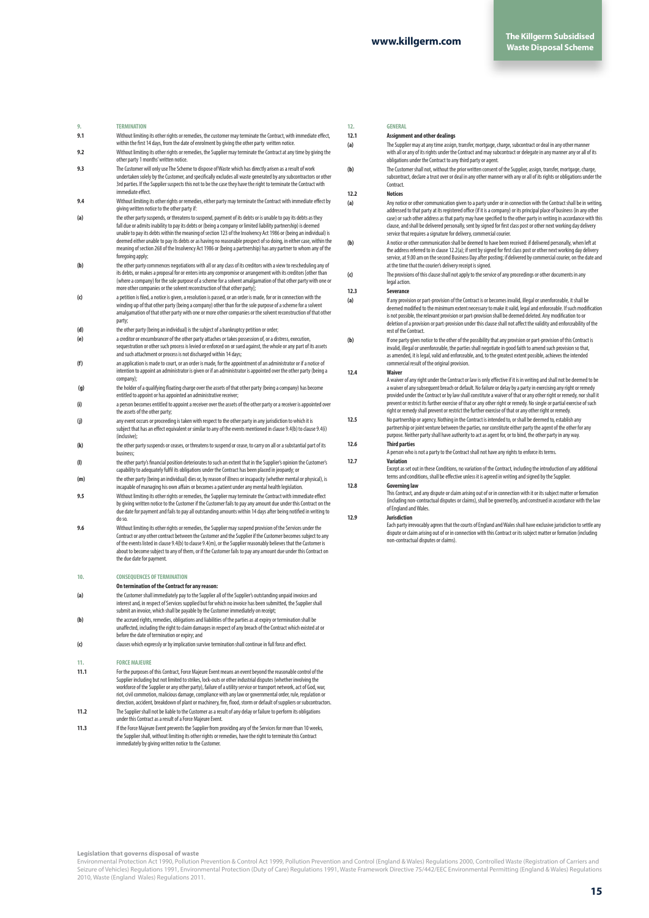## 9. TERMINATION

**9.1** Without limiting its other rights or remedies, the customer may terminate the Contract, with immediate effect, within the first 14 days, from the date of enrolment by giving the other party written notice.

**9.2** Without limiting its other rights or remedies, the Supplier may terminate the Contract at any time by giving the other party 1 months' written notice.

**9.3** The Customer will only use The Scheme to dispose of Waste which has directly arisen as a result of work undertaken solely by the Customer, and specifically excludes all waste generated by any subcontractors or other 3rd parties. If the Supplier suspects this not to be the case they have the right to terminate the Contract with immediate effect.

**9.4** Without limiting its other rights or remedies, either party may terminate the Contract with immediate effect by giving written notice to the other party if:

**(a)** the other party suspends, or threatens to suspend, payment of its debts or is unable to pay its debts as they fall due or admits inability to pay its debts or (being a company or limited liability partnership) is deemed unable to pay its debts within the meaning of section 123 of the Insolvency Act 1986 or (being an individual) is deemed either unable to pay its debts or as having no reasonable prospect of so doing, in either case, within the meaning of section 268 of the Insolvency Act 1986 or (being a partnership) has any partner to whom any of the foregoing apply;

**(b)** the other party commences negotiations with all or any class of its creditors with a view to rescheduling any of its debts, or makes a proposal for or enters into any compromise or arrangement with its creditors (other than (where a company) for the sole purpose of a scheme for a solvent amalgamation of that other party with one or more other companies or the solvent reconstruction of that other party);

**(c)** a petition is filed, a notice is given, a resolution is passed, or an order is made, for or in connection with the winding up of that other party (being a company) other than for the sole purpose of a scheme for a solvent amalgamation of that other party with one or more other companies or the solvent reconstruction of that other party;

**(d)** the other party (being an individual) is the subject of a bankruptcy petition or order;

**(e)** a creditor or encumbrancer of the other party attaches or takes possession of, or a distress, execution, sequestration or other such process is levied or enforced on or sued against, the whole or any part of its assets and such attachment or process is not discharged within 14 days;

**(f)** an application is made to court, or an order is made, for the appointment of an administrator or if a notice of intention to appoint an administrator is given or if an administrator is appointed over the other party (being a company);

**(g)** the holder of a qualifying floating charge over the assets of that other party (being a company) has become entitled to appoint or has appointed an administrative receiver;

**(i)** a person becomes entitled to appoint a receiver over the assets of the other party or a receiver is appointed over the assets of the other party;

**(j)** any event occurs or proceeding is taken with respect to the other party in any jurisdiction to which it is subject that has an effect equivalent or similar to any of the events mentioned in clause 9.4(b) to clause 9.4(i) (inclusive);

**(k)** the other party suspends or ceases, or threatens to suspend or cease, to carry on all or a substantial part of its business;

**(l)** the other party's financial position deteriorates to such an extent that in the Supplier's opinion the Customer's capability to adequately fulfil its obligations under the Contract has been placed in jeopardy; or

**(m)** the other party (being an individual) dies or, by reason of illness or incapacity (whether mental or physical), is incapable of managing his own affairs or becomes a patient under any mental health legislation.

**9.5** Without limiting its other rights or remedies, the Supplier may terminate the Contract with immediate effect by giving written notice to the Customer if the Customer fails to pay any amount due under this Contract on the due date for payment and fails to pay all outstanding amounts within 14 days after being notified in writing to do so.

**9.6** Without limiting its other rights or remedies, the Supplier may suspend provision of the Services under the Contract or any other contract between the Customer and the Supplier if the Customer becomes subject to any of the events listed in clause 9.4(b) to clause 9.4(m), or the Supplier reasonably believes that the Customer is about to become subject to any of them, or if the Customer fails to pay any amount due under this Contract on the due date for payment.

## 10. CONSEQUENCES OF TERMINATION

**On termination of the Contract for any reason:**

**(a)** the Customer shall immediately pay to the Supplier all of the Supplier's outstanding unpaid invoices and interest and, in respect of Services supplied but for which no invoice has been submitted, the Supplier shall submit an invoice, which shall be payable by the Customer immediately on receipt;

**(b)** the accrued rights, remedies, obligations and liabilities of the parties as at expiry or termination shall be unaffected, including the right to claim damages in respect of any breach of the Contract which existed at or before the date of termination or expiry; and

**(c)** clauses which expressly or by implication survive termination shall continue in full force and effect.

## 11. FORCE MAJEURE

**11.1** For the purposes of this Contract, Force Majeure Event means an event beyond the reasonable control of the Supplier including but not limited to strikes, lock-outs or other industrial disputes (whether involving the workforce of the Supplier or any other party), failure of a utility service or transport network, act of God, war, riot, civil commotion, malicious damage, compliance with any law or governmental order, rule, regulation or direction, accident, breakdown of plant or machinery, fire, flood, storm or default of suppliers or subcontractors.

**11.2** The Supplier shall not be liable to the Customer as a result of any delay or failure to perform its obligations under this Contract as a result of a Force Majeure Event.

**11.3** If the Force Majeure Event prevents the Supplier from providing any of the Services for more than 10 weeks, the Supplier shall, without limiting its other rights or remedies, have the right to terminate this Contract immediately by giving written notice to the Customer.

## 12. GENERAL

**12.1 Assignment and other dealings**

**(a)** The Supplier may at any time assign, transfer, mortgage, charge, subcontract or deal in any other manner with all or any of its rights under the Contract and may subcontract or delegate in any manner any or all of its obligations under the Contract to any third party or agent.

**(b)** The Customer shall not, without the prior written consent of the Supplier, assign, transfer, mortgage, charge, subcontract, declare a trust over or deal in any other manner with any or all of its rights or obligations under the Contract.

**12.2 Notices**

**(a)** Any notice or other communication given to a party under or in connection with the Contract shall be in writing, addressed to that party at its registered office (if it is a company) or its principal place of business (in any other case) or such other address as that party may have specified to the other party in writing in accordance with this clause, and shall be delivered personally, sent by signed for first class post or other next working day delivery service that requires a signature for delivery, commercial courier.

**(b)** A notice or other communication shall be deemed to have been received: if delivered personally, when left at the address referred to in clause 12.2(a); if sent by signed for first class post or other next working day delivery service, at 9.00 am on the second Business Day after posting; if delivered by commercial courier, on the date and at the time that the courier's delivery receipt is signed.

**(c)** The provisions of this clause shall not apply to the service of any proceedings or other documents in any legal action.

**12.3 Severance**

**(a)** If any provision or part-provision of the Contract is or becomes invalid, illegal or unenforceable, it shall be deemed modified to the minimum extent necessary to make it valid, legal and enforceable. If such modification is not possible, the relevant provision or part-provision shall be deemed deleted. Any modification to or deletion of a provision or part-provision under this clause shall not affect the validity and enforceability of the rest of the Contract.

**(b)** If one party gives notice to the other of the possibility that any provision or part-provision of this Contract is invalid, illegal or unenforceable, the parties shall negotiate in good faith to amend such provision so that, as amended, it is legal, valid and enforceable, and, to the greatest extent possible, achieves the intended commercial result of the original provision.

**12.4 Waiver**

A waiver of any right under the Contract or law is only effective if it is in writing and shall not be deemed to be a waiver of any subsequent breach or default. No failure or delay by a party in exercising any right or remedy provided under the Contract or by law shall constitute a waiver of that or any other right or remedy, nor shall it prevent or restrict its further exercise of that or any other right or remedy. No single or partial exercise of such right or remedy shall prevent or restrict the further exercise of that or any other right or remedy.

**12.5** No partnership or agency. Nothing in the Contract is intended to, or shall be deemed to, establish any partnership or joint venture between the parties, nor constitute either party the agent of the other for any purpose. Neither party shall have authority to act as agent for, or to bind, the other party in any way.

**12.6 Third parties**

A person who is not a party to the Contract shall not have any rights to enforce its terms.

**12.7 Variation**

Except as set out in these Conditions, no variation of the Contract, including the introduction of any additional terms and conditions, shall be effective unless it is agreed in writing and signed by the Supplier.

**12.8 Governing law**

This Contract, and any dispute or claim arising out of or in connection with it or its subject matter or formation (including non-contractual disputes or claims), shall be governed by, and construed in accordance with the law of England and Wales.

**12.9 Jurisdiction**

Each party irrevocably agrees that the courts of England and Wales shall have exclusive jurisdiction to settle any dispute or claim arising out of or in connection with this Contract or its subject matter or formation (including non-contractual disputes or claims).

**Legislation that governs disposal of waste**

Environmental Protection Act 1990, Pollution Prevention & Control Act 1999, Pollution Prevention and Control (England & Wales) Regulations 2000, Controlled Waste (Registration of Carriers and Seizure of Vehicles) Regulations 1991, Environmental Protection (Duty of Care) Regulations 1991, Waste Framework Directive 75/442/EEC Environmental Permitting (England & Wales) Regulations 2010, Waste (England Wales) Regulations 2011.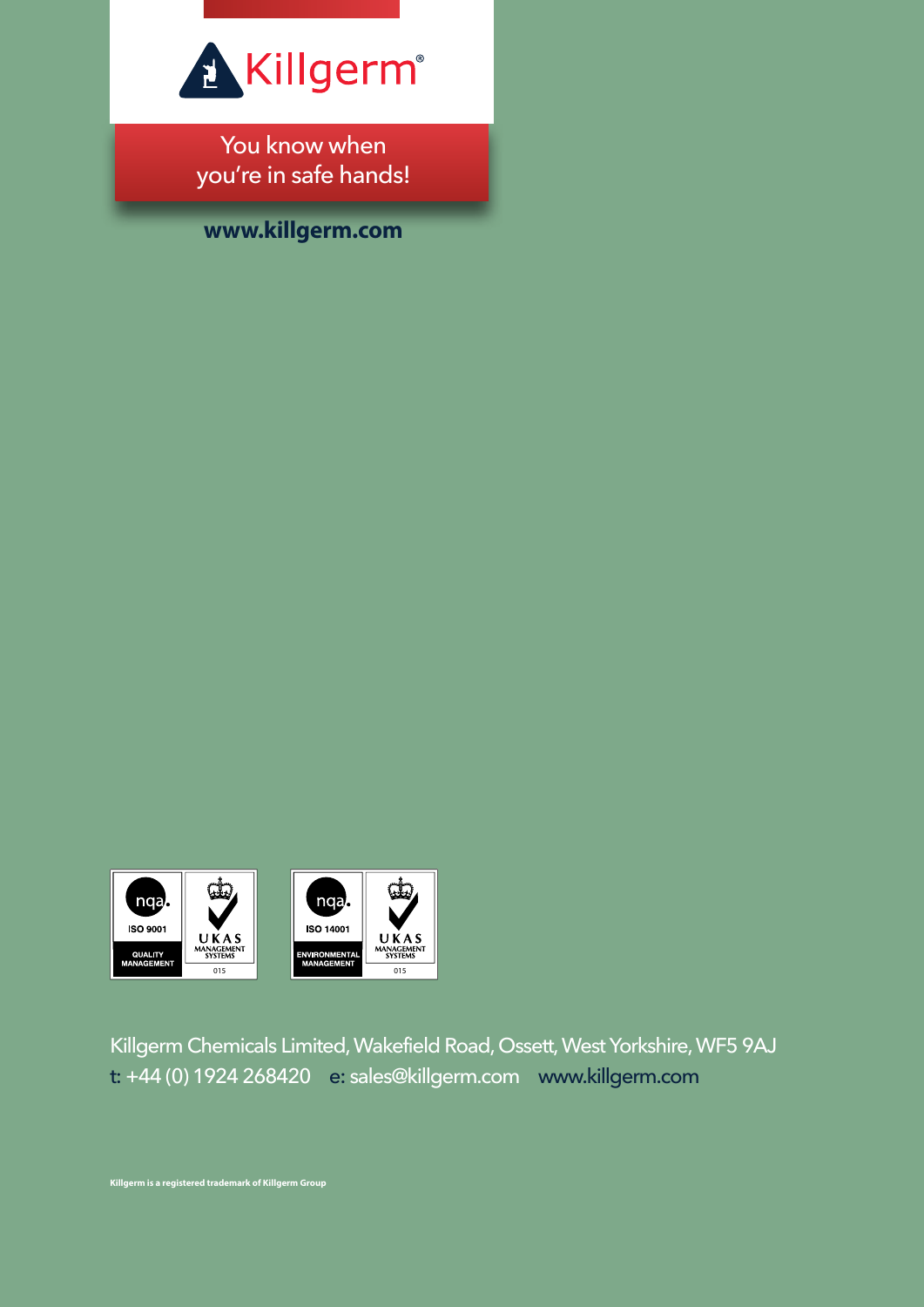Killgerm®

You know when
you're in safe hands!

**www.killgerm.com**

nqa. ISO 9001 QUALITY MANAGEMENT — UKAS MANAGEMENT SYSTEMS 015

nqa. ISO 14001 ENVIRONMENTAL MANAGEMENT — UKAS MANAGEMENT SYSTEMS 015

Killgerm Chemicals Limited, Wakefield Road, Ossett, West Yorkshire, WF5 9AJ
t: +44 (0) 1924 268420 e: sales@killgerm.com www.killgerm.com

**Killgerm is a registered trademark of Killgerm Group**